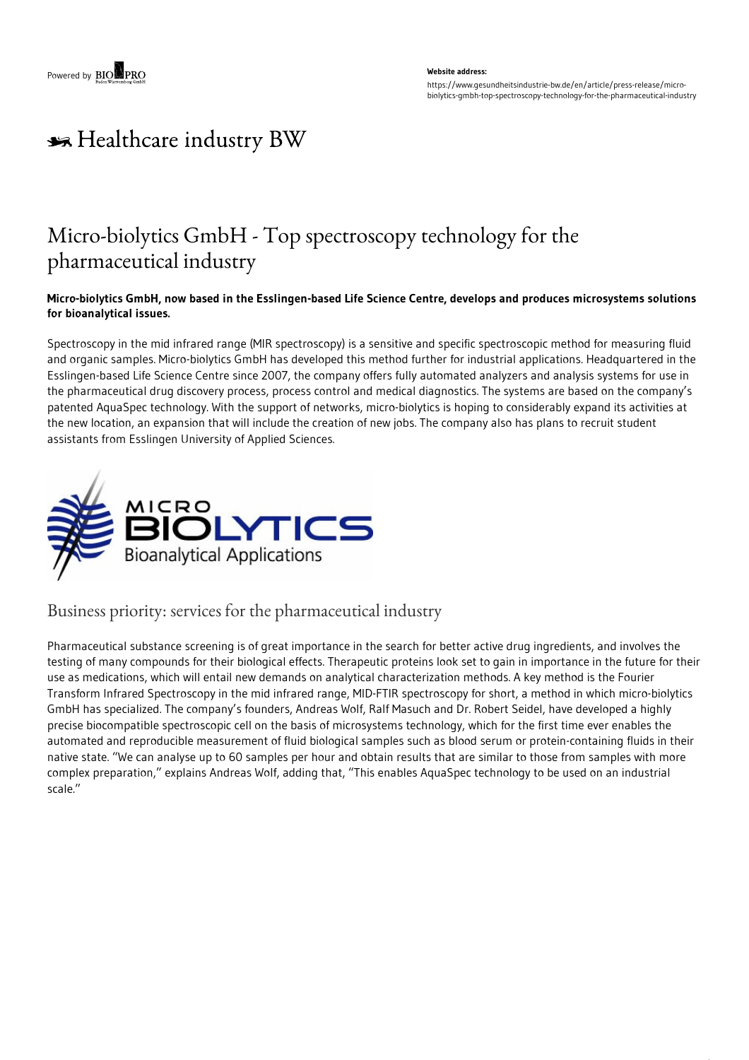# Micro-biolytics GmbH - Top spectroscopy technology for the pharmaceutical industry

**Micro-biolytics GmbH, now based in the Esslingen-based Life Science Centre, develops and produces microsystems solutions for bioanalytical issues.**

Spectroscopy in the mid infrared range (MIR spectroscopy) is a sensitive and specific spectroscopic method for measuring fluid and organic samples. Micro-biolytics GmbH has developed this method further for industrial applications. Headquartered in the Esslingen-based Life Science Centre since 2007, the company offers fully automated analyzers and analysis systems for use in the pharmaceutical drug discovery process, process control and medical diagnostics. The systems are based on the company's patented AquaSpec technology. With the support of networks, micro-biolytics is hoping to considerably expand its activities at the new location, an expansion that will include the creation of new jobs. The company also has plans to recruit student assistants from Esslingen University of Applied Sciences.

## Business priority: services for the pharmaceutical industry

Pharmaceutical substance screening is of great importance in the search for better active drug ingredients, and involves the testing of many compounds for their biological effects. Therapeutic proteins look set to gain in importance in the future for their use as medications, which will entail new demands on analytical characterization methods. A key method is the Fourier Transform Infrared Spectroscopy in the mid infrared range, MID-FTIR spectroscopy for short, a method in which micro-biolytics GmbH has specialized. The company's founders, Andreas Wolf, Ralf Masuch and Dr. Robert Seidel, have developed a highly precise biocompatible spectroscopic cell on the basis of microsystems technology, which for the first time ever enables the automated and reproducible measurement of fluid biological samples such as blood serum or protein-containing fluids in their native state. "We can analyse up to 60 samples per hour and obtain results that are similar to those from samples with more complex preparation," explains Andreas Wolf, adding that, "This enables AquaSpec technology to be used on an industrial scale."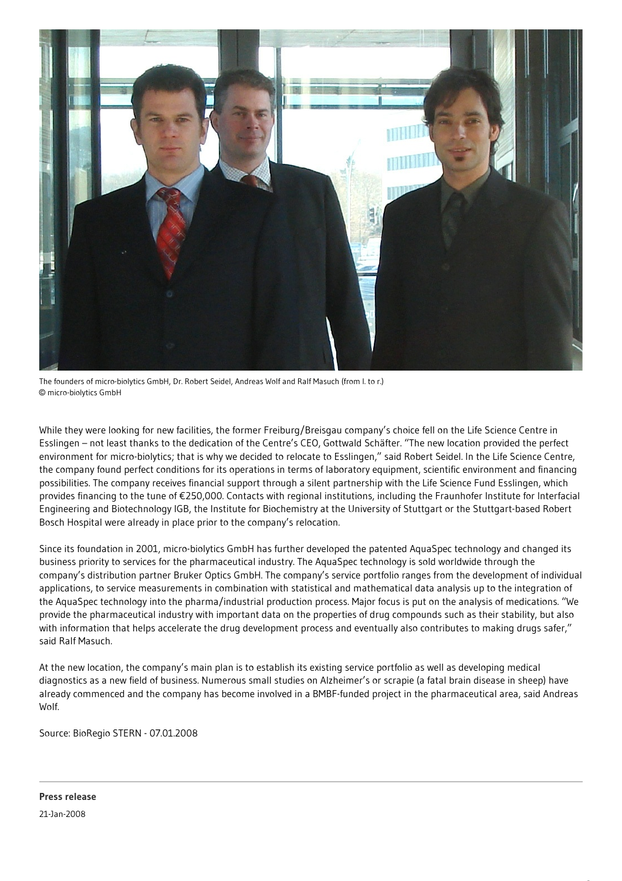The founders of micro-biolytics GmbH, Dr. Robert Seidel, Andreas Wolf and Ralf Masuch (from l. to r.)
© micro-biolytics GmbH

While they were looking for new facilities, the former Freiburg/Breisgau company's choice fell on the Life Science Centre in Esslingen – not least thanks to the dedication of the Centre's CEO, Gottwald Schäfter. "The new location provided the perfect environment for micro-biolytics; that is why we decided to relocate to Esslingen," said Robert Seidel. In the Life Science Centre, the company found perfect conditions for its operations in terms of laboratory equipment, scientific environment and financing possibilities. The company receives financial support through a silent partnership with the Life Science Fund Esslingen, which provides financing to the tune of €250,000. Contacts with regional institutions, including the Fraunhofer Institute for Interfacial Engineering and Biotechnology IGB, the Institute for Biochemistry at the University of Stuttgart or the Stuttgart-based Robert Bosch Hospital were already in place prior to the company's relocation.

Since its foundation in 2001, micro-biolytics GmbH has further developed the patented AquaSpec technology and changed its business priority to services for the pharmaceutical industry. The AquaSpec technology is sold worldwide through the company's distribution partner Bruker Optics GmbH. The company's service portfolio ranges from the development of individual applications, to service measurements in combination with statistical and mathematical data analysis up to the integration of the AquaSpec technology into the pharma/industrial production process. Major focus is put on the analysis of medications. "We provide the pharmaceutical industry with important data on the properties of drug compounds such as their stability, but also with information that helps accelerate the drug development process and eventually also contributes to making drugs safer," said Ralf Masuch.

At the new location, the company's main plan is to establish its existing service portfolio as well as developing medical diagnostics as a new field of business. Numerous small studies on Alzheimer's or scrapie (a fatal brain disease in sheep) have already commenced and the company has become involved in a BMBF-funded project in the pharmaceutical area, said Andreas Wolf.

Source: BioRegio STERN - 07.01.2008

---

**Press release**

21-Jan-2008